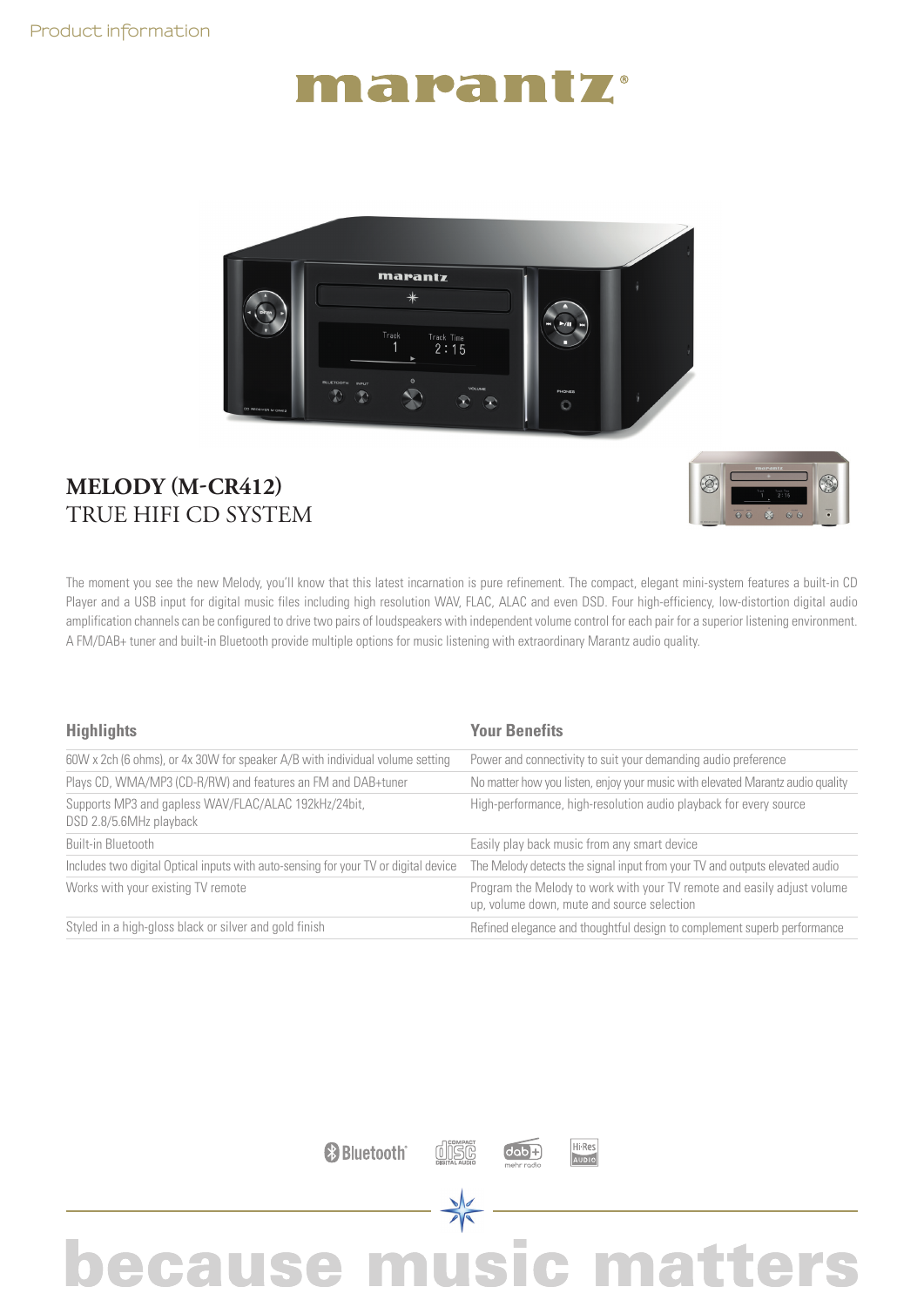Product information

# marantz

## MELODY (M-CR412)
TRUE HIFI CD SYSTEM

The moment you see the new Melody, you'll know that this latest incarnation is pure refinement. The compact, elegant mini-system features a built-in CD Player and a USB input for digital music files including high resolution WAV, FLAC, ALAC and even DSD. Four high-efficiency, low-distortion digital audio amplification channels can be configured to drive two pairs of loudspeakers with independent volume control for each pair for a superior listening environment. A FM/DAB+ tuner and built-in Bluetooth provide multiple options for music listening with extraordinary Marantz audio quality.

| Highlights | Your Benefits |
|---|---|
| 60W x 2ch (6 ohms), or 4x 30W for speaker A/B with individual volume setting | Power and connectivity to suit your demanding audio preference |
| Plays CD, WMA/MP3 (CD-R/RW) and features an FM and DAB+tuner | No matter how you listen, enjoy your music with elevated Marantz audio quality |
| Supports MP3 and gapless WAV/FLAC/ALAC 192kHz/24bit, DSD 2.8/5.6MHz playback | High-performance, high-resolution audio playback for every source |
| Built-in Bluetooth | Easily play back music from any smart device |
| Includes two digital Optical inputs with auto-sensing for your TV or digital device | The Melody detects the signal input from your TV and outputs elevated audio |
| Works with your existing TV remote | Program the Melody to work with your TV remote and easily adjust volume up, volume down, mute and source selection |
| Styled in a high-gloss black or silver and gold finish | Refined elegance and thoughtful design to complement superb performance |

Bluetooth · COMPACT disc DIGITAL AUDIO · dab+ mehr radio · Hi-Res AUDIO

because music matters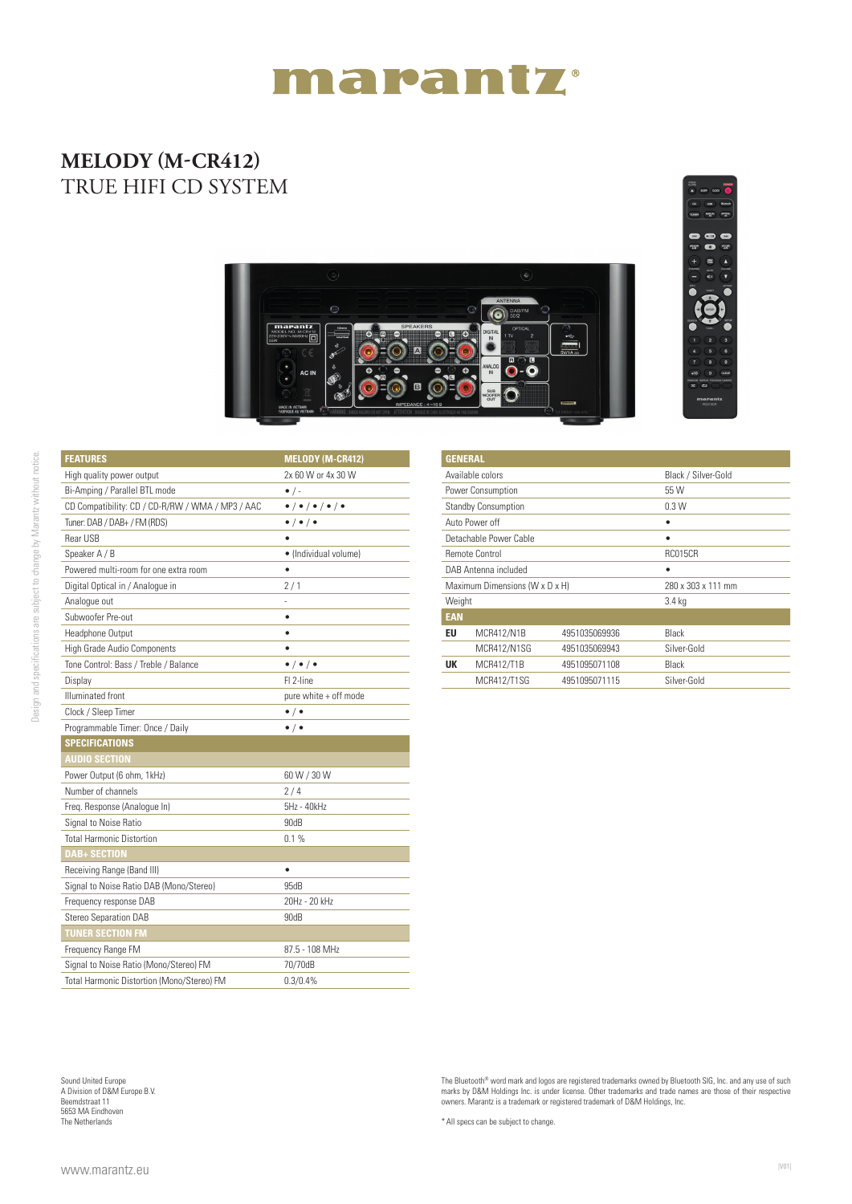# marantz

## MELODY (M-CR412)

TRUE HIFI CD SYSTEM

| FEATURES | MELODY (M-CR412) |
|---|---|
| High quality power output | 2x 60 W or 4x 30 W |
| Bi-Amping / Parallel BTL mode | • / - |
| CD Compatibility: CD / CD-R/RW / WMA / MP3 / AAC | • / • / • / • / • |
| Tuner: DAB / DAB+ / FM (RDS) | • / • / • |
| Rear USB | • |
| Speaker A / B | • (Individual volume) |
| Powered multi-room for one extra room | • |
| Digital Optical in / Analogue in | 2 / 1 |
| Analogue out | - |
| Subwoofer Pre-out | • |
| Headphone Output | • |
| High Grade Audio Components | • |
| Tone Control: Bass / Treble / Balance | • / • / • |
| Display | FI 2-line |
| Illuminated front | pure white + off mode |
| Clock / Sleep Timer | • / • |
| Programmable Timer: Once / Daily | • / • |
| **SPECIFICATIONS** | |
| **AUDIO SECTION** | |
| Power Output (6 ohm, 1kHz) | 60 W / 30 W |
| Number of channels | 2 / 4 |
| Freq. Response (Analogue In) | 5Hz - 40kHz |
| Signal to Noise Ratio | 90dB |
| Total Harmonic Distortion | 0.1 % |
| **DAB+ SECTION** | |
| Receiving Range (Band III) | • |
| Signal to Noise Ratio DAB (Mono/Stereo) | 95dB |
| Frequency response DAB | 20Hz - 20 kHz |
| Stereo Separation DAB | 90dB |
| **TUNER SECTION FM** | |
| Frequency Range FM | 87.5 - 108 MHz |
| Signal to Noise Ratio (Mono/Stereo) FM | 70/70dB |
| Total Harmonic Distortion (Mono/Stereo) FM | 0.3/0.4% |

| GENERAL | | | |
|---|---|---|---|
| Available colors | | | Black / Silver-Gold |
| Power Consumption | | | 55 W |
| Standby Consumption | | | 0.3 W |
| Auto Power off | | | • |
| Detachable Power Cable | | | • |
| Remote Control | | | RC015CR |
| DAB Antenna included | | | • |
| Maximum Dimensions (W x D x H) | | | 280 x 303 x 111 mm |
| Weight | | | 3.4 kg |
| **EAN** | | | |
| **EU** | MCR412/N1B | 4951035069936 | Black |
| | MCR412/N1SG | 4951035069943 | Silver-Gold |
| **UK** | MCR412/T1B | 4951095071108 | Black |
| | MCR412/T1SG | 4951095071115 | Silver-Gold |

Design and specifications are subject to change by Marantz without notice.

Sound United Europe
A Division of D&M Europe B.V.
Beemdstraat 11
5653 MA Eindhoven
The Netherlands

The Bluetooth® word mark and logos are registered trademarks owned by Bluetooth SIG, Inc. and any use of such marks by D&M Holdings Inc. is under license. Other trademarks and trade names are those of their respective owners. Marantz is a trademark or registered trademark of D&M Holdings, Inc.

* All specs can be subject to change.

www.marantz.eu